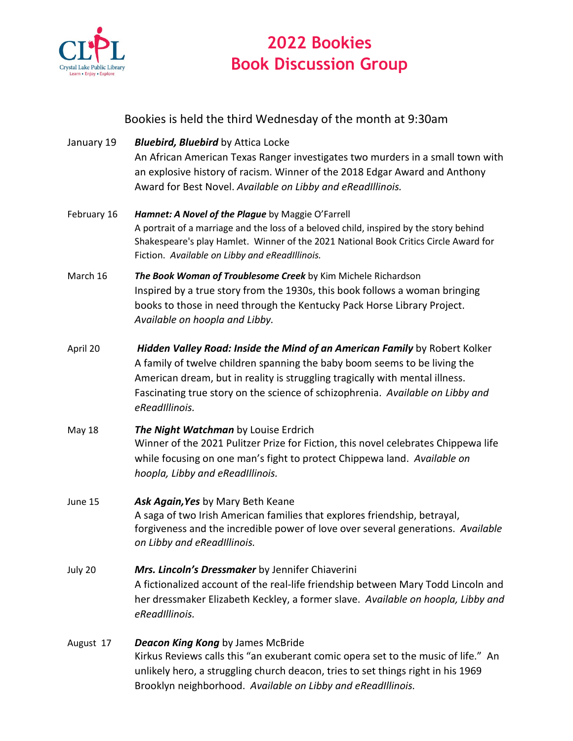# 2022 Bookies Book Discussion Group

Bookies is held the third Wednesday of the month at 9:30am

January 19 — ***Bluebird, Bluebird*** by Attica Locke
An African American Texas Ranger investigates two murders in a small town with an explosive history of racism. Winner of the 2018 Edgar Award and Anthony Award for Best Novel. *Available on Libby and eReadIllinois.*

February 16 — ***Hamnet: A Novel of the Plague*** by Maggie O'Farrell
A portrait of a marriage and the loss of a beloved child, inspired by the story behind Shakespeare's play Hamlet. Winner of the 2021 National Book Critics Circle Award for Fiction. *Available on Libby and eReadIllinois.*

March 16 — ***The Book Woman of Troublesome Creek*** by Kim Michele Richardson
Inspired by a true story from the 1930s, this book follows a woman bringing books to those in need through the Kentucky Pack Horse Library Project. *Available on hoopla and Libby.*

April 20 — ***Hidden Valley Road: Inside the Mind of an American Family*** by Robert Kolker
A family of twelve children spanning the baby boom seems to be living the American dream, but in reality is struggling tragically with mental illness. Fascinating true story on the science of schizophrenia. *Available on Libby and eReadIllinois.*

May 18 — ***The Night Watchman*** by Louise Erdrich
Winner of the 2021 Pulitzer Prize for Fiction, this novel celebrates Chippewa life while focusing on one man's fight to protect Chippewa land. *Available on hoopla, Libby and eReadIllinois.*

June 15 — ***Ask Again,Yes*** by Mary Beth Keane
A saga of two Irish American families that explores friendship, betrayal, forgiveness and the incredible power of love over several generations. *Available on Libby and eReadIllinois.*

July 20 — ***Mrs. Lincoln's Dressmaker*** by Jennifer Chiaverini
A fictionalized account of the real-life friendship between Mary Todd Lincoln and her dressmaker Elizabeth Keckley, a former slave. *Available on hoopla, Libby and eReadIllinois.*

August 17 — ***Deacon King Kong*** by James McBride
Kirkus Reviews calls this "an exuberant comic opera set to the music of life." An unlikely hero, a struggling church deacon, tries to set things right in his 1969 Brooklyn neighborhood. *Available on Libby and eReadIllinois.*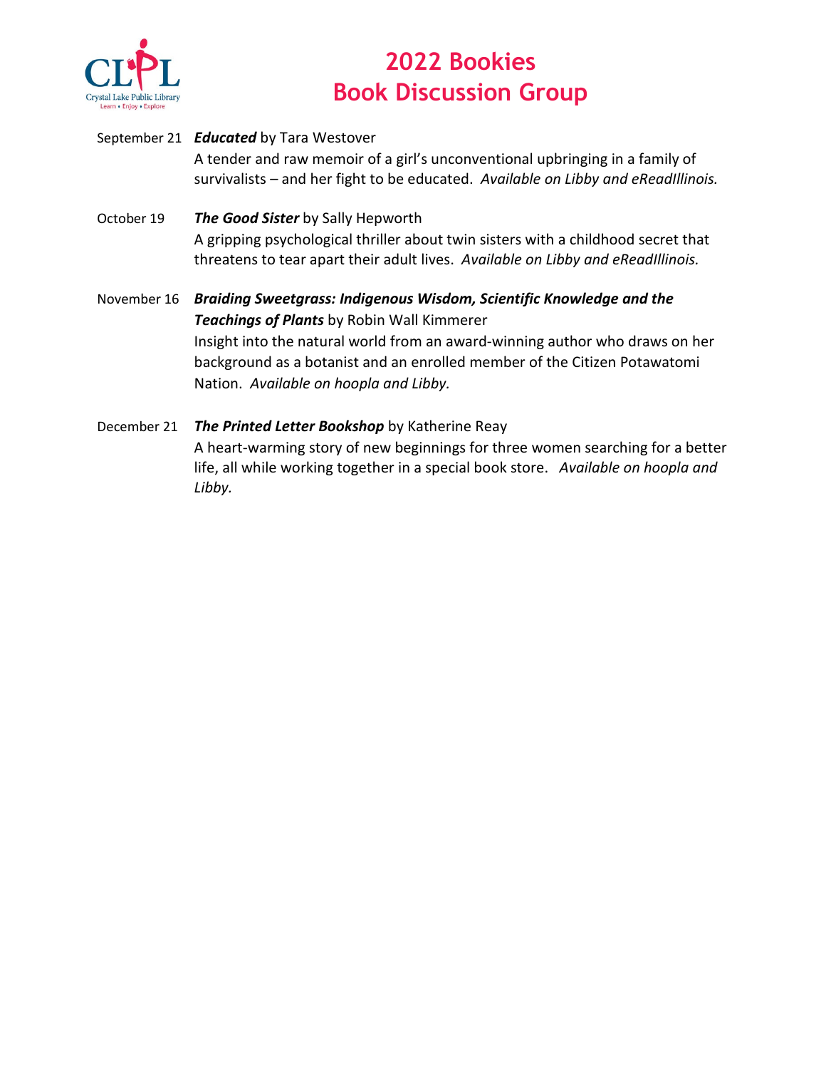# 2022 Bookies
# Book Discussion Group

September 21 ***Educated*** by Tara Westover
A tender and raw memoir of a girl's unconventional upbringing in a family of survivalists – and her fight to be educated. *Available on Libby and eReadIllinois.*

October 19 ***The Good Sister*** by Sally Hepworth
A gripping psychological thriller about twin sisters with a childhood secret that threatens to tear apart their adult lives. *Available on Libby and eReadIllinois.*

November 16 ***Braiding Sweetgrass: Indigenous Wisdom, Scientific Knowledge and the Teachings of Plants*** by Robin Wall Kimmerer
Insight into the natural world from an award-winning author who draws on her background as a botanist and an enrolled member of the Citizen Potawatomi Nation. *Available on hoopla and Libby.*

December 21 ***The Printed Letter Bookshop*** by Katherine Reay
A heart-warming story of new beginnings for three women searching for a better life, all while working together in a special book store. *Available on hoopla and Libby.*